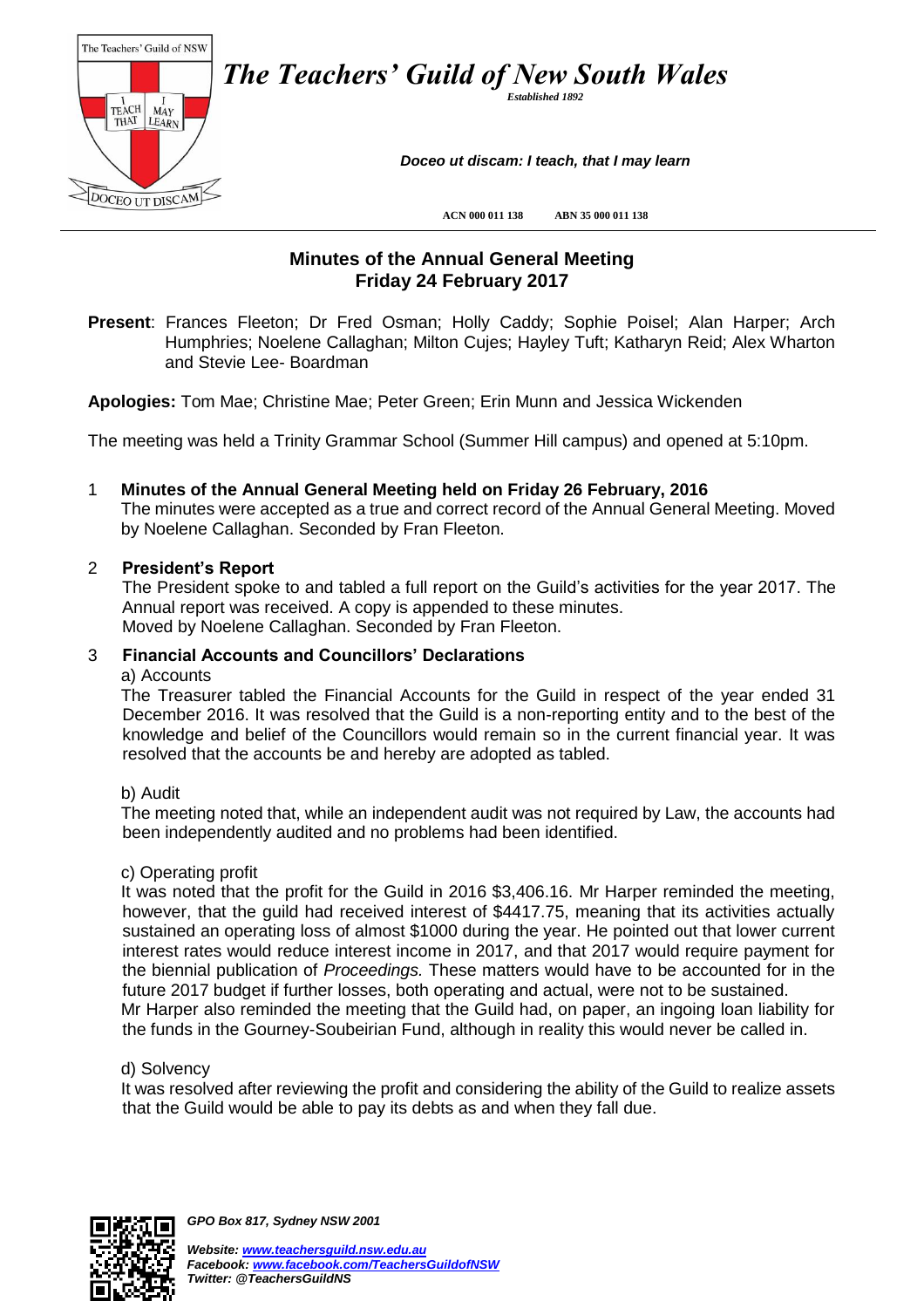# *The Teachers' Guild of New South Wales*

*Established 1892*

***Doceo ut discam: I teach, that I may learn***

**ACN 000 011 138 ABN 35 000 011 138**

## Minutes of the Annual General Meeting
## Friday 24 February 2017

**Present**: Frances Fleeton; Dr Fred Osman; Holly Caddy; Sophie Poisel; Alan Harper; Arch Humphries; Noelene Callaghan; Milton Cujes; Hayley Tuft; Katharyn Reid; Alex Wharton and Stevie Lee- Boardman

**Apologies:** Tom Mae; Christine Mae; Peter Green; Erin Munn and Jessica Wickenden

The meeting was held a Trinity Grammar School (Summer Hill campus) and opened at 5:10pm.

1 **Minutes of the Annual General Meeting held on Friday 26 February, 2016**

The minutes were accepted as a true and correct record of the Annual General Meeting. Moved by Noelene Callaghan. Seconded by Fran Fleeton.

2 **President's Report**

The President spoke to and tabled a full report on the Guild's activities for the year 2017. The Annual report was received. A copy is appended to these minutes.
Moved by Noelene Callaghan. Seconded by Fran Fleeton.

3 **Financial Accounts and Councillors' Declarations**

a) Accounts

The Treasurer tabled the Financial Accounts for the Guild in respect of the year ended 31 December 2016. It was resolved that the Guild is a non-reporting entity and to the best of the knowledge and belief of the Councillors would remain so in the current financial year. It was resolved that the accounts be and hereby are adopted as tabled.

b) Audit

The meeting noted that, while an independent audit was not required by Law, the accounts had been independently audited and no problems had been identified.

c) Operating profit

It was noted that the profit for the Guild in 2016 $3,406.16. Mr Harper reminded the meeting, however, that the guild had received interest of $4417.75, meaning that its activities actually sustained an operating loss of almost $1000 during the year. He pointed out that lower current interest rates would reduce interest income in 2017, and that 2017 would require payment for the biennial publication of *Proceedings.* These matters would have to be accounted for in the future 2017 budget if further losses, both operating and actual, were not to be sustained.
Mr Harper also reminded the meeting that the Guild had, on paper, an ingoing loan liability for the funds in the Gourney-Soubeirian Fund, although in reality this would never be called in.

d) Solvency

It was resolved after reviewing the profit and considering the ability of the Guild to realize assets that the Guild would be able to pay its debts as and when they fall due.

*GPO Box 817, Sydney NSW 2001*

*Website: www.teachersguild.nsw.edu.au*
*Facebook: www.facebook.com/TeachersGuildofNSW*
*Twitter: @TeachersGuildNS*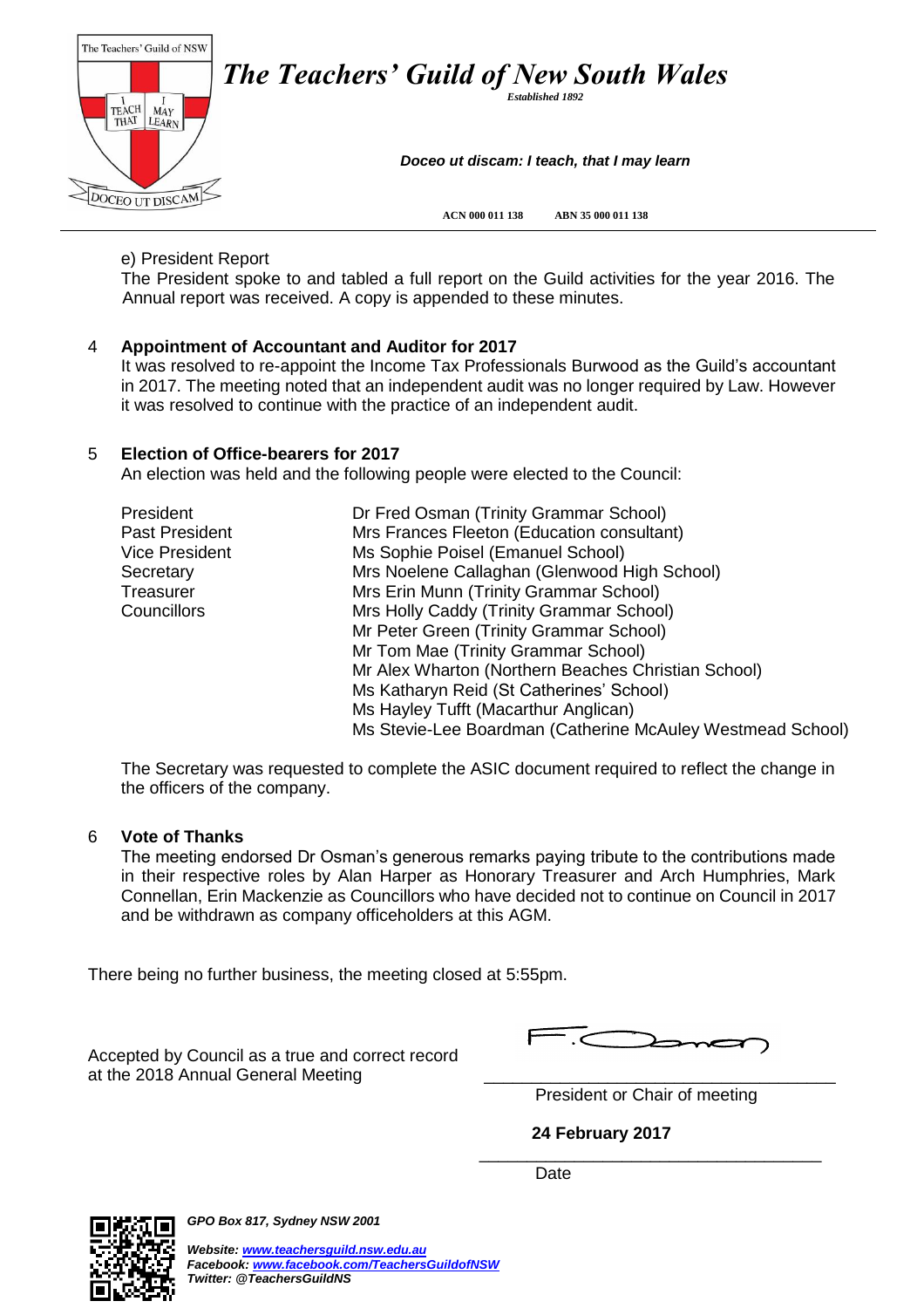e) President Report
The President spoke to and tabled a full report on the Guild activities for the year 2016. The Annual report was received. A copy is appended to these minutes.

## 4 Appointment of Accountant and Auditor for 2017

It was resolved to re-appoint the Income Tax Professionals Burwood as the Guild's accountant in 2017. The meeting noted that an independent audit was no longer required by Law. However it was resolved to continue with the practice of an independent audit.

## 5 Election of Office-bearers for 2017

An election was held and the following people were elected to the Council:

| | |
|---|---|
| President | Dr Fred Osman (Trinity Grammar School) |
| Past President | Mrs Frances Fleeton (Education consultant) |
| Vice President | Ms Sophie Poisel (Emanuel School) |
| Secretary | Mrs Noelene Callaghan (Glenwood High School) |
| Treasurer | Mrs Erin Munn (Trinity Grammar School) |
| Councillors | Mrs Holly Caddy (Trinity Grammar School) |
| | Mr Peter Green (Trinity Grammar School) |
| | Mr Tom Mae (Trinity Grammar School) |
| | Mr Alex Wharton (Northern Beaches Christian School) |
| | Ms Katharyn Reid (St Catherines' School) |
| | Ms Hayley Tufft (Macarthur Anglican) |
| | Ms Stevie-Lee Boardman (Catherine McAuley Westmead School) |

The Secretary was requested to complete the ASIC document required to reflect the change in the officers of the company.

## 6 Vote of Thanks

The meeting endorsed Dr Osman's generous remarks paying tribute to the contributions made in their respective roles by Alan Harper as Honorary Treasurer and Arch Humphries, Mark Connellan, Erin Mackenzie as Councillors who have decided not to continue on Council in 2017 and be withdrawn as company officeholders at this AGM.

There being no further business, the meeting closed at 5:55pm.

Accepted by Council as a true and correct record at the 2018 Annual General Meeting

F. Osman

President or Chair of meeting

**24 February 2017**

Date

***GPO Box 817, Sydney NSW 2001***

***Website: www.teachersguild.nsw.edu.au***
***Facebook: www.facebook.com/TeachersGuildofNSW***
***Twitter: @TeachersGuildNS***